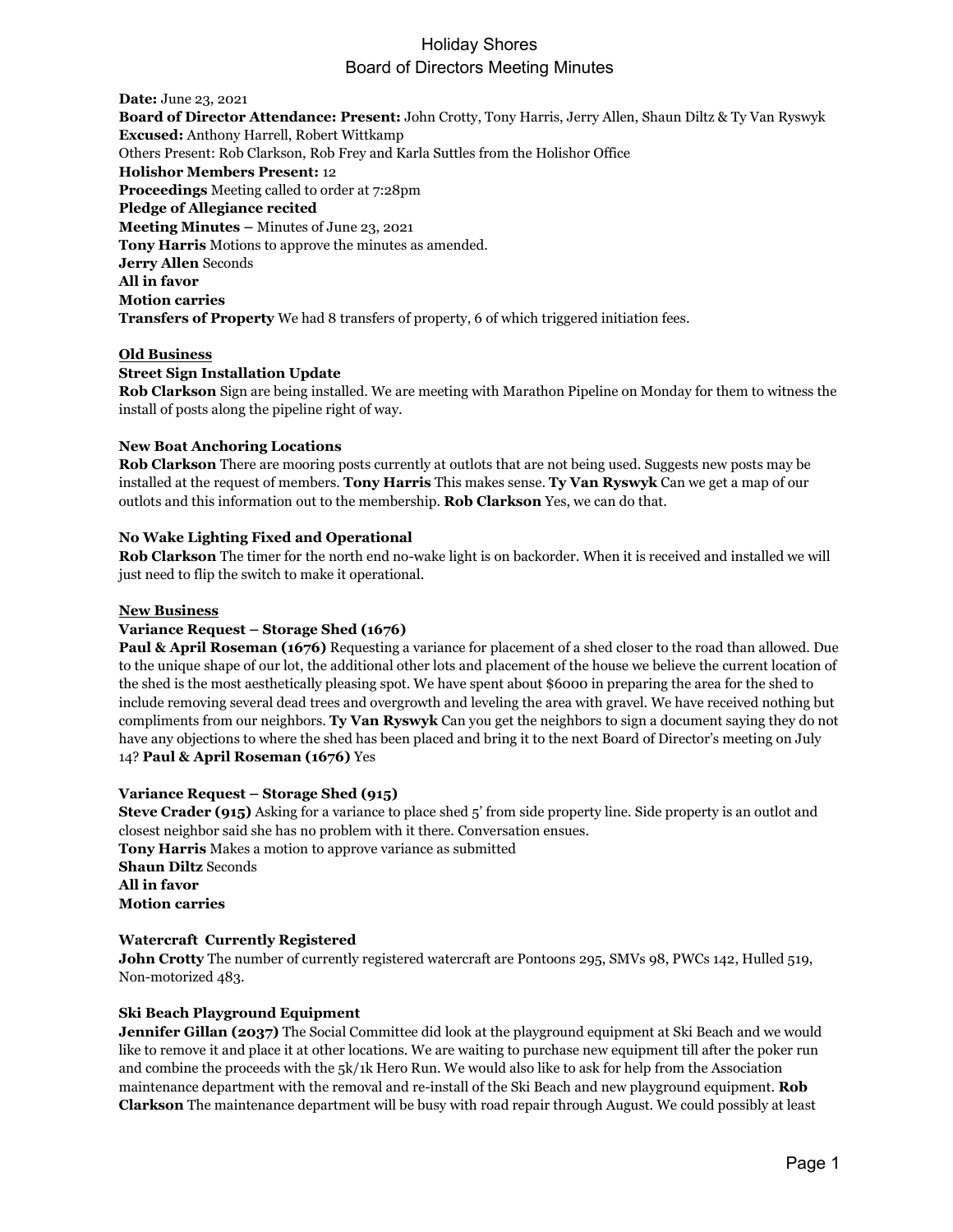# Holiday Shores
## Board of Directors Meeting Minutes

**Date:** June 23, 2021
**Board of Director Attendance: Present:** John Crotty, Tony Harris, Jerry Allen, Shaun Diltz & Ty Van Ryswyk
**Excused:** Anthony Harrell, Robert Wittkamp
Others Present: Rob Clarkson, Rob Frey and Karla Suttles from the Holishor Office
**Holishor Members Present:** 12
**Proceedings** Meeting called to order at 7:28pm
**Pledge of Allegiance recited**
**Meeting Minutes –** Minutes of June 23, 2021
**Tony Harris** Motions to approve the minutes as amended.
**Jerry Allen** Seconds
**All in favor**
**Motion carries**
**Transfers of Property** We had 8 transfers of property, 6 of which triggered initiation fees.

### Old Business

**Street Sign Installation Update**
**Rob Clarkson** Sign are being installed. We are meeting with Marathon Pipeline on Monday for them to witness the install of posts along the pipeline right of way.

**New Boat Anchoring Locations**
**Rob Clarkson** There are mooring posts currently at outlots that are not being used. Suggests new posts may be installed at the request of members. **Tony Harris** This makes sense. **Ty Van Ryswyk** Can we get a map of our outlots and this information out to the membership. **Rob Clarkson** Yes, we can do that.

**No Wake Lighting Fixed and Operational**
**Rob Clarkson** The timer for the north end no-wake light is on backorder. When it is received and installed we will just need to flip the switch to make it operational.

### New Business

**Variance Request – Storage Shed (1676)**
**Paul & April Roseman (1676)** Requesting a variance for placement of a shed closer to the road than allowed. Due to the unique shape of our lot, the additional other lots and placement of the house we believe the current location of the shed is the most aesthetically pleasing spot. We have spent about $6000 in preparing the area for the shed to include removing several dead trees and overgrowth and leveling the area with gravel. We have received nothing but compliments from our neighbors. **Ty Van Ryswyk** Can you get the neighbors to sign a document saying they do not have any objections to where the shed has been placed and bring it to the next Board of Director's meeting on July 14? **Paul & April Roseman (1676)** Yes

**Variance Request – Storage Shed (915)**
**Steve Crader (915)** Asking for a variance to place shed 5' from side property line. Side property is an outlot and closest neighbor said she has no problem with it there. Conversation ensues.
**Tony Harris** Makes a motion to approve variance as submitted
**Shaun Diltz** Seconds
**All in favor**
**Motion carries**

**Watercraft Currently Registered**
**John Crotty** The number of currently registered watercraft are Pontoons 295, SMVs 98, PWCs 142, Hulled 519, Non-motorized 483.

**Ski Beach Playground Equipment**
**Jennifer Gillan (2037)** The Social Committee did look at the playground equipment at Ski Beach and we would like to remove it and place it at other locations. We are waiting to purchase new equipment till after the poker run and combine the proceeds with the 5k/1k Hero Run. We would also like to ask for help from the Association maintenance department with the removal and re-install of the Ski Beach and new playground equipment. **Rob Clarkson** The maintenance department will be busy with road repair through August. We could possibly at least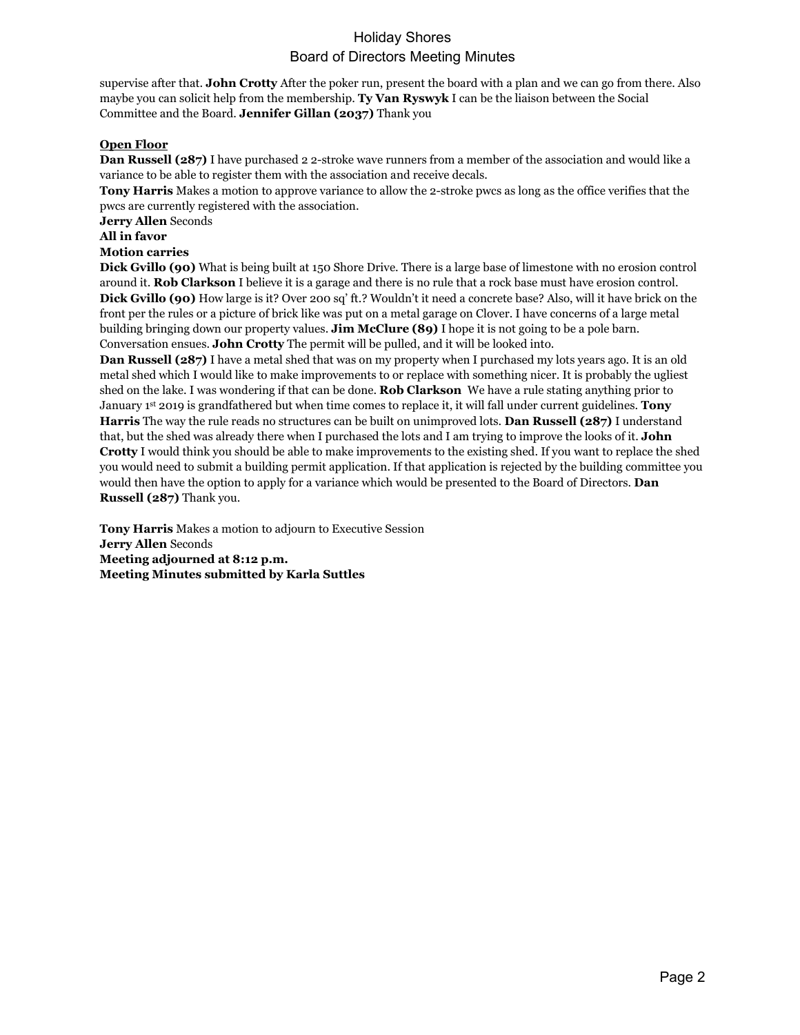supervise after that. **John Crotty** After the poker run, present the board with a plan and we can go from there. Also maybe you can solicit help from the membership. **Ty Van Ryswyk** I can be the liaison between the Social Committee and the Board. **Jennifer Gillan (2037)** Thank you

**Open Floor**

**Dan Russell (287)** I have purchased 2 2-stroke wave runners from a member of the association and would like a variance to be able to register them with the association and receive decals.

**Tony Harris** Makes a motion to approve variance to allow the 2-stroke pwcs as long as the office verifies that the pwcs are currently registered with the association.

**Jerry Allen** Seconds

**All in favor**

**Motion carries**

**Dick Gvillo (90)** What is being built at 150 Shore Drive. There is a large base of limestone with no erosion control around it. **Rob Clarkson** I believe it is a garage and there is no rule that a rock base must have erosion control. **Dick Gvillo (90)** How large is it? Over 200 sq' ft.? Wouldn't it need a concrete base? Also, will it have brick on the front per the rules or a picture of brick like was put on a metal garage on Clover. I have concerns of a large metal building bringing down our property values. **Jim McClure (89)** I hope it is not going to be a pole barn. Conversation ensues. **John Crotty** The permit will be pulled, and it will be looked into.

**Dan Russell (287)** I have a metal shed that was on my property when I purchased my lots years ago. It is an old metal shed which I would like to make improvements to or replace with something nicer. It is probably the ugliest shed on the lake. I was wondering if that can be done. **Rob Clarkson** We have a rule stating anything prior to January 1st 2019 is grandfathered but when time comes to replace it, it will fall under current guidelines. **Tony Harris** The way the rule reads no structures can be built on unimproved lots. **Dan Russell (287)** I understand that, but the shed was already there when I purchased the lots and I am trying to improve the looks of it. **John Crotty** I would think you should be able to make improvements to the existing shed. If you want to replace the shed you would need to submit a building permit application. If that application is rejected by the building committee you would then have the option to apply for a variance which would be presented to the Board of Directors. **Dan Russell (287)** Thank you.

**Tony Harris** Makes a motion to adjourn to Executive Session

**Jerry Allen** Seconds

**Meeting adjourned at 8:12 p.m.**

**Meeting Minutes submitted by Karla Suttles**